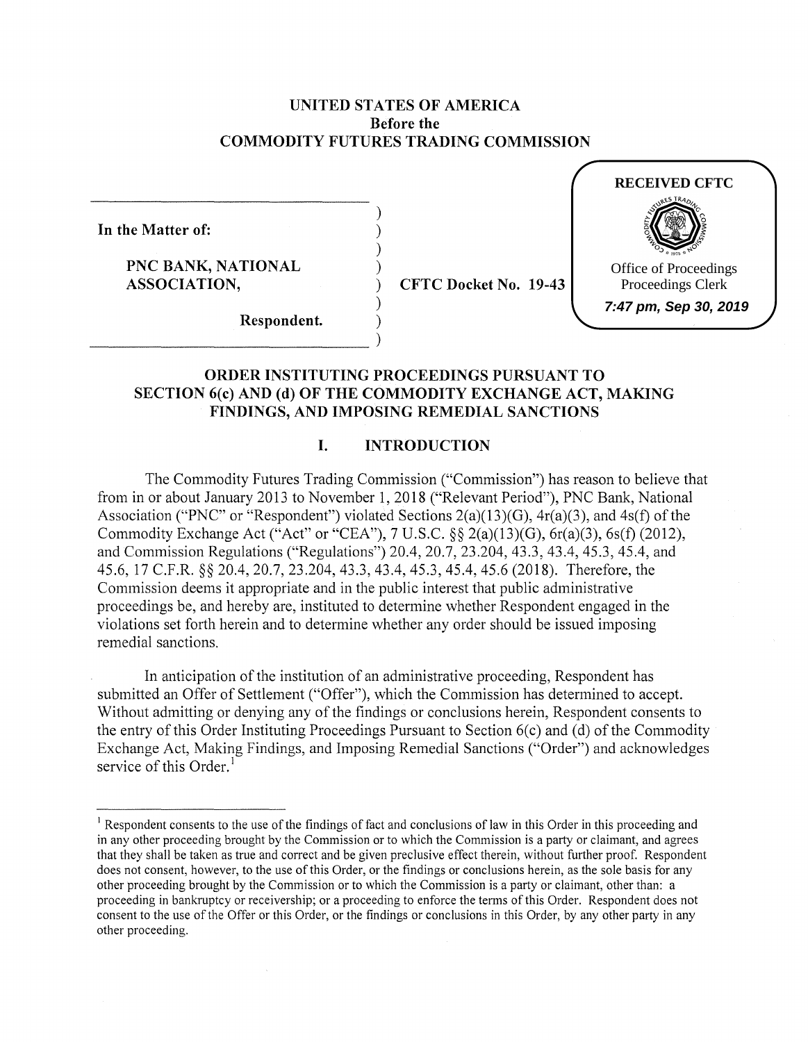**UNITED STATES OF AMERICA**
**Before the**
**COMMODITY FUTURES TRADING COMMISSION**

**RECEIVED CFTC**

Office of Proceedings
Proceedings Clerk
*7:47 pm, Sep 30, 2019*

| | | |
|---|---|---|
| **In the Matter of:** | ) | |
| | ) | |
| **PNC BANK, NATIONAL ASSOCIATION,** | ) | **CFTC Docket No. 19-43** |
| | ) | |
| **Respondent.** | ) | |

## ORDER INSTITUTING PROCEEDINGS PURSUANT TO SECTION 6(c) AND (d) OF THE COMMODITY EXCHANGE ACT, MAKING FINDINGS, AND IMPOSING REMEDIAL SANCTIONS

### I. INTRODUCTION

The Commodity Futures Trading Commission ("Commission") has reason to believe that from in or about January 2013 to November 1, 2018 ("Relevant Period"), PNC Bank, National Association ("PNC" or "Respondent") violated Sections 2(a)(13)(G), 4r(a)(3), and 4s(f) of the Commodity Exchange Act ("Act" or "CEA"), 7 U.S.C. §§ 2(a)(13)(G), 6r(a)(3), 6s(f) (2012), and Commission Regulations ("Regulations") 20.4, 20.7, 23.204, 43.3, 43.4, 45.3, 45.4, and 45.6, 17 C.F.R. §§ 20.4, 20.7, 23.204, 43.3, 43.4, 45.3, 45.4, 45.6 (2018). Therefore, the Commission deems it appropriate and in the public interest that public administrative proceedings be, and hereby are, instituted to determine whether Respondent engaged in the violations set forth herein and to determine whether any order should be issued imposing remedial sanctions.

In anticipation of the institution of an administrative proceeding, Respondent has submitted an Offer of Settlement ("Offer"), which the Commission has determined to accept. Without admitting or denying any of the findings or conclusions herein, Respondent consents to the entry of this Order Instituting Proceedings Pursuant to Section 6(c) and (d) of the Commodity Exchange Act, Making Findings, and Imposing Remedial Sanctions ("Order") and acknowledges service of this Order.[1]

---

[1] Respondent consents to the use of the findings of fact and conclusions of law in this Order in this proceeding and in any other proceeding brought by the Commission or to which the Commission is a party or claimant, and agrees that they shall be taken as true and correct and be given preclusive effect therein, without further proof. Respondent does not consent, however, to the use of this Order, or the findings or conclusions herein, as the sole basis for any other proceeding brought by the Commission or to which the Commission is a party or claimant, other than: a proceeding in bankruptcy or receivership; or a proceeding to enforce the terms of this Order. Respondent does not consent to the use of the Offer or this Order, or the findings or conclusions in this Order, by any other party in any other proceeding.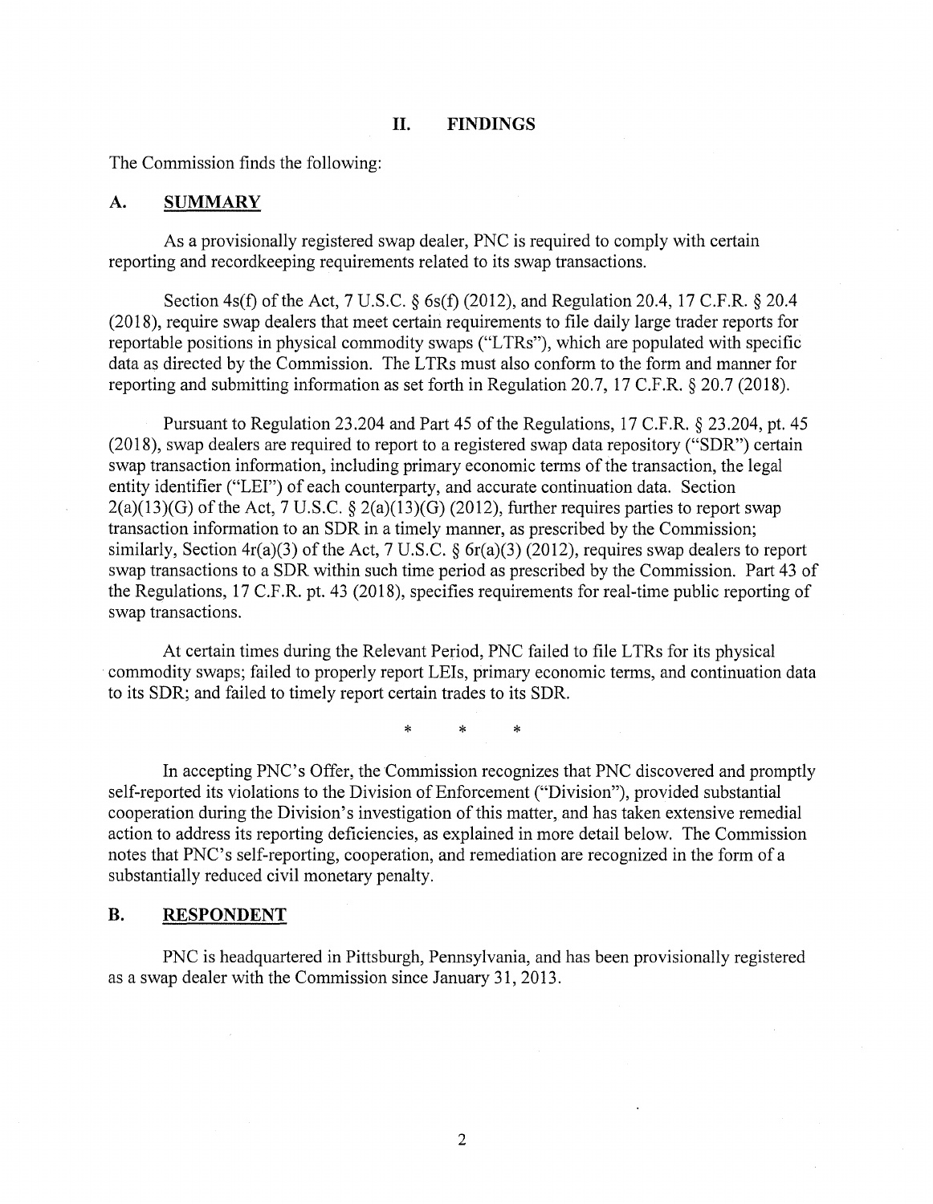## II. FINDINGS

The Commission finds the following:

### A. SUMMARY

As a provisionally registered swap dealer, PNC is required to comply with certain reporting and recordkeeping requirements related to its swap transactions.

Section 4s(f) of the Act, 7 U.S.C. § 6s(f) (2012), and Regulation 20.4, 17 C.F.R. § 20.4 (2018), require swap dealers that meet certain requirements to file daily large trader reports for reportable positions in physical commodity swaps ("LTRs"), which are populated with specific data as directed by the Commission. The LTRs must also conform to the form and manner for reporting and submitting information as set forth in Regulation 20.7, 17 C.F.R. § 20.7 (2018).

Pursuant to Regulation 23.204 and Part 45 of the Regulations, 17 C.F.R. § 23.204, pt. 45 (2018), swap dealers are required to report to a registered swap data repository ("SDR") certain swap transaction information, including primary economic terms of the transaction, the legal entity identifier ("LEI") of each counterparty, and accurate continuation data. Section 2(a)(13)(G) of the Act, 7 U.S.C. § 2(a)(13)(G) (2012), further requires parties to report swap transaction information to an SDR in a timely manner, as prescribed by the Commission; similarly, Section 4r(a)(3) of the Act, 7 U.S.C. § 6r(a)(3) (2012), requires swap dealers to report swap transactions to a SDR within such time period as prescribed by the Commission. Part 43 of the Regulations, 17 C.F.R. pt. 43 (2018), specifies requirements for real-time public reporting of swap transactions.

At certain times during the Relevant Period, PNC failed to file LTRs for its physical commodity swaps; failed to properly report LEIs, primary economic terms, and continuation data to its SDR; and failed to timely report certain trades to its SDR.

\* \* \*

In accepting PNC's Offer, the Commission recognizes that PNC discovered and promptly self-reported its violations to the Division of Enforcement ("Division"), provided substantial cooperation during the Division's investigation of this matter, and has taken extensive remedial action to address its reporting deficiencies, as explained in more detail below. The Commission notes that PNC's self-reporting, cooperation, and remediation are recognized in the form of a substantially reduced civil monetary penalty.

### B. RESPONDENT

PNC is headquartered in Pittsburgh, Pennsylvania, and has been provisionally registered as a swap dealer with the Commission since January 31, 2013.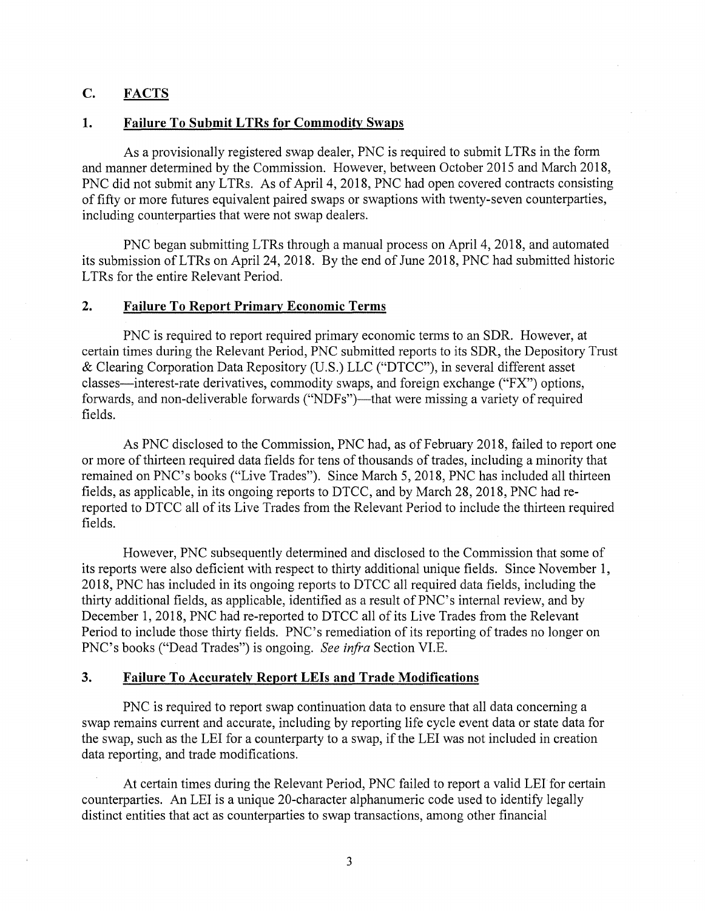## C. FACTS

### 1. Failure To Submit LTRs for Commodity Swaps

As a provisionally registered swap dealer, PNC is required to submit LTRs in the form and manner determined by the Commission. However, between October 2015 and March 2018, PNC did not submit any LTRs. As of April 4, 2018, PNC had open covered contracts consisting of fifty or more futures equivalent paired swaps or swaptions with twenty-seven counterparties, including counterparties that were not swap dealers.

PNC began submitting LTRs through a manual process on April 4, 2018, and automated its submission of LTRs on April 24, 2018. By the end of June 2018, PNC had submitted historic LTRs for the entire Relevant Period.

### 2. Failure To Report Primary Economic Terms

PNC is required to report required primary economic terms to an SDR. However, at certain times during the Relevant Period, PNC submitted reports to its SDR, the Depository Trust & Clearing Corporation Data Repository (U.S.) LLC ("DTCC"), in several different asset classes—interest-rate derivatives, commodity swaps, and foreign exchange ("FX") options, forwards, and non-deliverable forwards ("NDFs")—that were missing a variety of required fields.

As PNC disclosed to the Commission, PNC had, as of February 2018, failed to report one or more of thirteen required data fields for tens of thousands of trades, including a minority that remained on PNC's books ("Live Trades"). Since March 5, 2018, PNC has included all thirteen fields, as applicable, in its ongoing reports to DTCC, and by March 28, 2018, PNC had re-reported to DTCC all of its Live Trades from the Relevant Period to include the thirteen required fields.

However, PNC subsequently determined and disclosed to the Commission that some of its reports were also deficient with respect to thirty additional unique fields. Since November 1, 2018, PNC has included in its ongoing reports to DTCC all required data fields, including the thirty additional fields, as applicable, identified as a result of PNC's internal review, and by December 1, 2018, PNC had re-reported to DTCC all of its Live Trades from the Relevant Period to include those thirty fields. PNC's remediation of its reporting of trades no longer on PNC's books ("Dead Trades") is ongoing. *See infra* Section VI.E.

### 3. Failure To Accurately Report LEIs and Trade Modifications

PNC is required to report swap continuation data to ensure that all data concerning a swap remains current and accurate, including by reporting life cycle event data or state data for the swap, such as the LEI for a counterparty to a swap, if the LEI was not included in creation data reporting, and trade modifications.

At certain times during the Relevant Period, PNC failed to report a valid LEI for certain counterparties. An LEI is a unique 20-character alphanumeric code used to identify legally distinct entities that act as counterparties to swap transactions, among other financial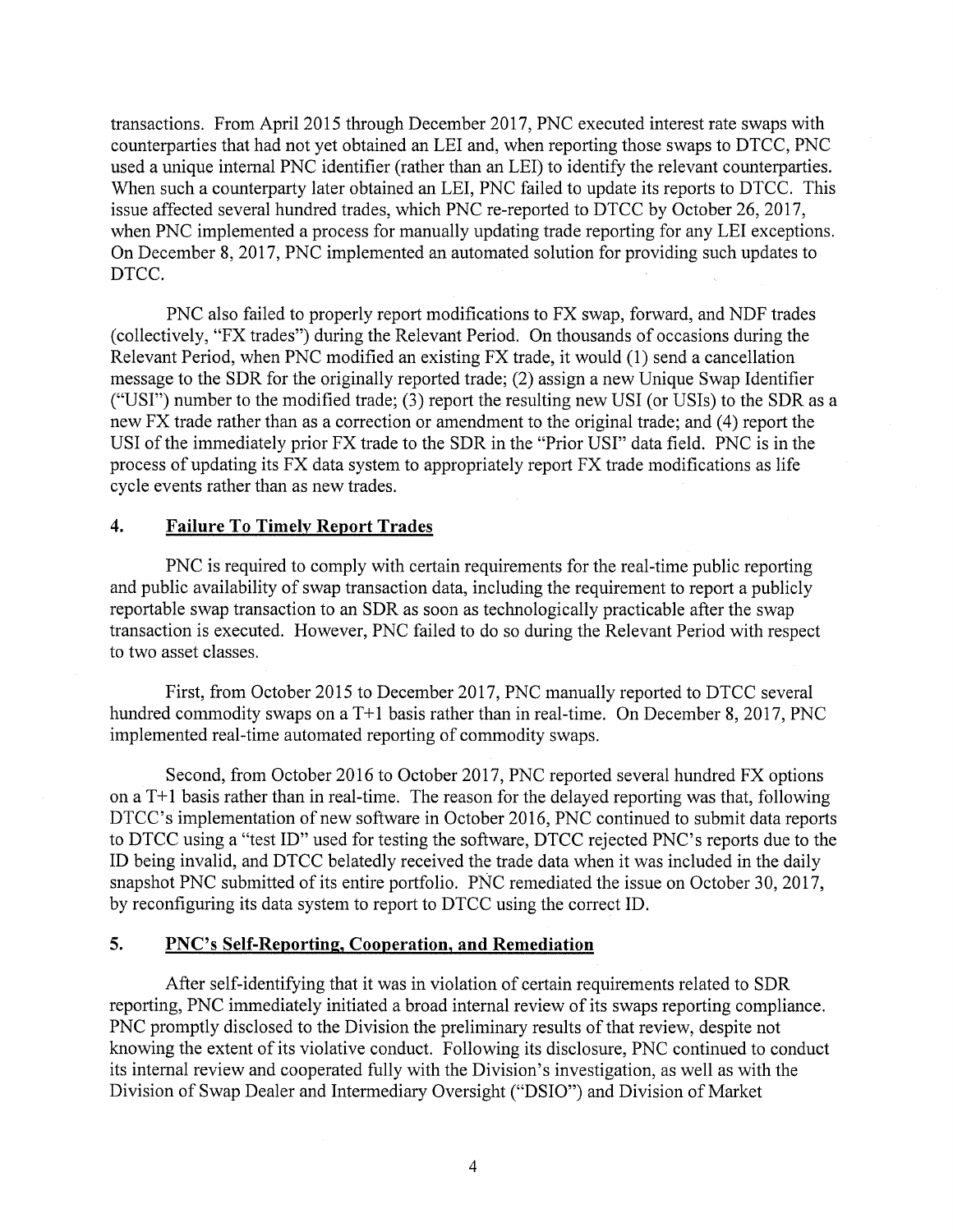transactions. From April 2015 through December 2017, PNC executed interest rate swaps with counterparties that had not yet obtained an LEI and, when reporting those swaps to DTCC, PNC used a unique internal PNC identifier (rather than an LEI) to identify the relevant counterparties. When such a counterparty later obtained an LEI, PNC failed to update its reports to DTCC. This issue affected several hundred trades, which PNC re-reported to DTCC by October 26, 2017, when PNC implemented a process for manually updating trade reporting for any LEI exceptions. On December 8, 2017, PNC implemented an automated solution for providing such updates to DTCC.

PNC also failed to properly report modifications to FX swap, forward, and NDF trades (collectively, "FX trades") during the Relevant Period. On thousands of occasions during the Relevant Period, when PNC modified an existing FX trade, it would (1) send a cancellation message to the SDR for the originally reported trade; (2) assign a new Unique Swap Identifier ("USI") number to the modified trade; (3) report the resulting new USI (or USIs) to the SDR as a new FX trade rather than as a correction or amendment to the original trade; and (4) report the USI of the immediately prior FX trade to the SDR in the "Prior USI" data field. PNC is in the process of updating its FX data system to appropriately report FX trade modifications as life cycle events rather than as new trades.

## 4. Failure To Timely Report Trades

PNC is required to comply with certain requirements for the real-time public reporting and public availability of swap transaction data, including the requirement to report a publicly reportable swap transaction to an SDR as soon as technologically practicable after the swap transaction is executed. However, PNC failed to do so during the Relevant Period with respect to two asset classes.

First, from October 2015 to December 2017, PNC manually reported to DTCC several hundred commodity swaps on a T+1 basis rather than in real-time. On December 8, 2017, PNC implemented real-time automated reporting of commodity swaps.

Second, from October 2016 to October 2017, PNC reported several hundred FX options on a T+1 basis rather than in real-time. The reason for the delayed reporting was that, following DTCC's implementation of new software in October 2016, PNC continued to submit data reports to DTCC using a "test ID" used for testing the software, DTCC rejected PNC's reports due to the ID being invalid, and DTCC belatedly received the trade data when it was included in the daily snapshot PNC submitted of its entire portfolio. PNC remediated the issue on October 30, 2017, by reconfiguring its data system to report to DTCC using the correct ID.

## 5. PNC's Self-Reporting, Cooperation, and Remediation

After self-identifying that it was in violation of certain requirements related to SDR reporting, PNC immediately initiated a broad internal review of its swaps reporting compliance. PNC promptly disclosed to the Division the preliminary results of that review, despite not knowing the extent of its violative conduct. Following its disclosure, PNC continued to conduct its internal review and cooperated fully with the Division's investigation, as well as with the Division of Swap Dealer and Intermediary Oversight ("DSIO") and Division of Market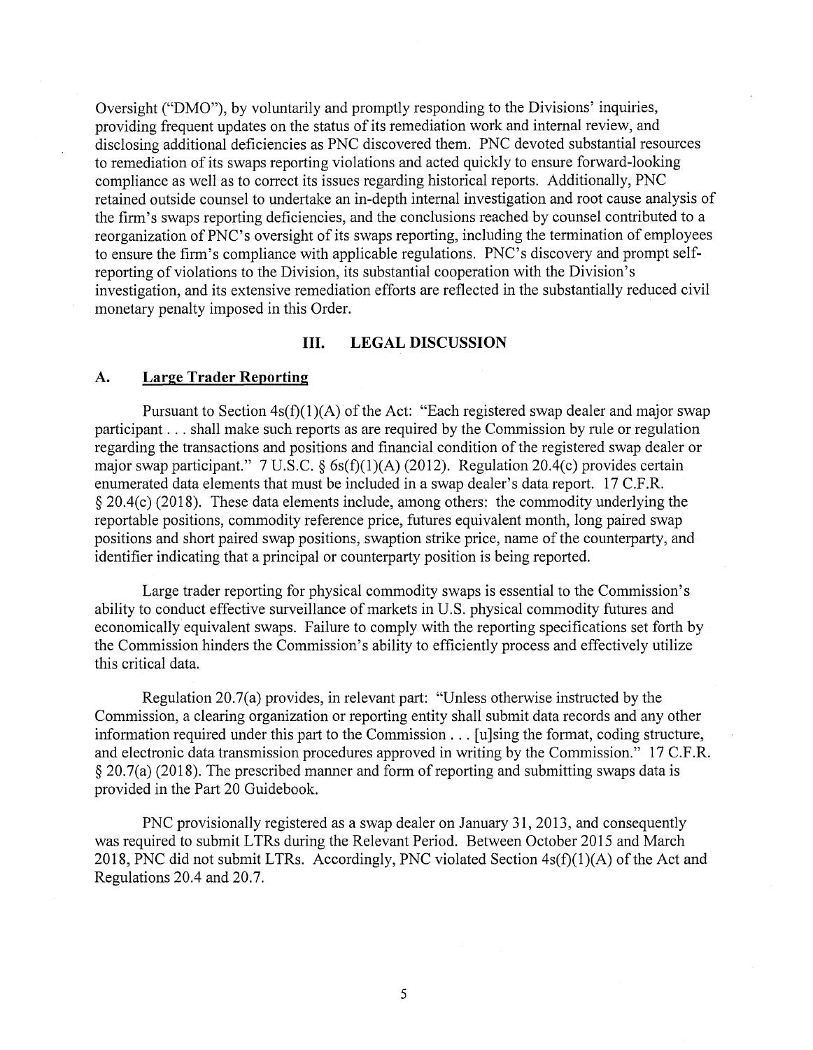Oversight ("DMO"), by voluntarily and promptly responding to the Divisions' inquiries, providing frequent updates on the status of its remediation work and internal review, and disclosing additional deficiencies as PNC discovered them. PNC devoted substantial resources to remediation of its swaps reporting violations and acted quickly to ensure forward-looking compliance as well as to correct its issues regarding historical reports. Additionally, PNC retained outside counsel to undertake an in-depth internal investigation and root cause analysis of the firm's swaps reporting deficiencies, and the conclusions reached by counsel contributed to a reorganization of PNC's oversight of its swaps reporting, including the termination of employees to ensure the firm's compliance with applicable regulations. PNC's discovery and prompt self-reporting of violations to the Division, its substantial cooperation with the Division's investigation, and its extensive remediation efforts are reflected in the substantially reduced civil monetary penalty imposed in this Order.

## III. LEGAL DISCUSSION

### A. Large Trader Reporting

Pursuant to Section 4s(f)(1)(A) of the Act: "Each registered swap dealer and major swap participant . . . shall make such reports as are required by the Commission by rule or regulation regarding the transactions and positions and financial condition of the registered swap dealer or major swap participant." 7 U.S.C. § 6s(f)(1)(A) (2012). Regulation 20.4(c) provides certain enumerated data elements that must be included in a swap dealer's data report. 17 C.F.R. § 20.4(c) (2018). These data elements include, among others: the commodity underlying the reportable positions, commodity reference price, futures equivalent month, long paired swap positions and short paired swap positions, swaption strike price, name of the counterparty, and identifier indicating that a principal or counterparty position is being reported.

Large trader reporting for physical commodity swaps is essential to the Commission's ability to conduct effective surveillance of markets in U.S. physical commodity futures and economically equivalent swaps. Failure to comply with the reporting specifications set forth by the Commission hinders the Commission's ability to efficiently process and effectively utilize this critical data.

Regulation 20.7(a) provides, in relevant part: "Unless otherwise instructed by the Commission, a clearing organization or reporting entity shall submit data records and any other information required under this part to the Commission . . . [u]sing the format, coding structure, and electronic data transmission procedures approved in writing by the Commission." 17 C.F.R. § 20.7(a) (2018). The prescribed manner and form of reporting and submitting swaps data is provided in the Part 20 Guidebook.

PNC provisionally registered as a swap dealer on January 31, 2013, and consequently was required to submit LTRs during the Relevant Period. Between October 2015 and March 2018, PNC did not submit LTRs. Accordingly, PNC violated Section 4s(f)(1)(A) of the Act and Regulations 20.4 and 20.7.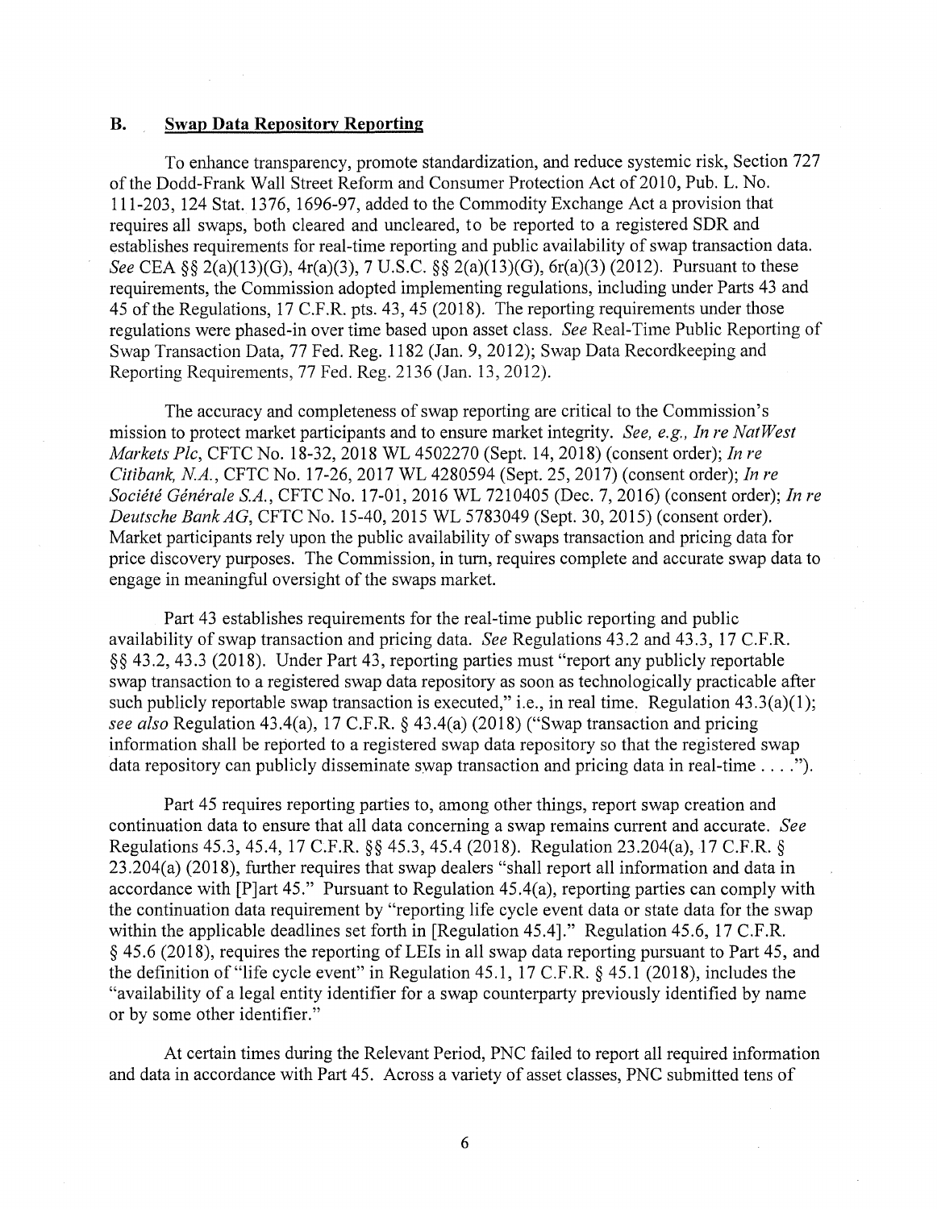### B. Swap Data Repository Reporting

To enhance transparency, promote standardization, and reduce systemic risk, Section 727 of the Dodd-Frank Wall Street Reform and Consumer Protection Act of 2010, Pub. L. No. 111-203, 124 Stat. 1376, 1696-97, added to the Commodity Exchange Act a provision that requires all swaps, both cleared and uncleared, to be reported to a registered SDR and establishes requirements for real-time reporting and public availability of swap transaction data. *See* CEA §§ 2(a)(13)(G), 4r(a)(3), 7 U.S.C. §§ 2(a)(13)(G), 6r(a)(3) (2012). Pursuant to these requirements, the Commission adopted implementing regulations, including under Parts 43 and 45 of the Regulations, 17 C.F.R. pts. 43, 45 (2018). The reporting requirements under those regulations were phased-in over time based upon asset class. *See* Real-Time Public Reporting of Swap Transaction Data, 77 Fed. Reg. 1182 (Jan. 9, 2012); Swap Data Recordkeeping and Reporting Requirements, 77 Fed. Reg. 2136 (Jan. 13, 2012).

The accuracy and completeness of swap reporting are critical to the Commission's mission to protect market participants and to ensure market integrity. *See, e.g., In re NatWest Markets Plc*, CFTC No. 18-32, 2018 WL 4502270 (Sept. 14, 2018) (consent order); *In re Citibank, N.A.*, CFTC No. 17-26, 2017 WL 4280594 (Sept. 25, 2017) (consent order); *In re Société Générale S.A.*, CFTC No. 17-01, 2016 WL 7210405 (Dec. 7, 2016) (consent order); *In re Deutsche Bank AG*, CFTC No. 15-40, 2015 WL 5783049 (Sept. 30, 2015) (consent order). Market participants rely upon the public availability of swaps transaction and pricing data for price discovery purposes. The Commission, in turn, requires complete and accurate swap data to engage in meaningful oversight of the swaps market.

Part 43 establishes requirements for the real-time public reporting and public availability of swap transaction and pricing data. *See* Regulations 43.2 and 43.3, 17 C.F.R. §§ 43.2, 43.3 (2018). Under Part 43, reporting parties must "report any publicly reportable swap transaction to a registered swap data repository as soon as technologically practicable after such publicly reportable swap transaction is executed," i.e., in real time. Regulation 43.3(a)(1); *see also* Regulation 43.4(a), 17 C.F.R. § 43.4(a) (2018) ("Swap transaction and pricing information shall be reported to a registered swap data repository so that the registered swap data repository can publicly disseminate swap transaction and pricing data in real-time . . . .").

Part 45 requires reporting parties to, among other things, report swap creation and continuation data to ensure that all data concerning a swap remains current and accurate. *See* Regulations 45.3, 45.4, 17 C.F.R. §§ 45.3, 45.4 (2018). Regulation 23.204(a), 17 C.F.R. § 23.204(a) (2018), further requires that swap dealers "shall report all information and data in accordance with [P]art 45." Pursuant to Regulation 45.4(a), reporting parties can comply with the continuation data requirement by "reporting life cycle event data or state data for the swap within the applicable deadlines set forth in [Regulation 45.4]." Regulation 45.6, 17 C.F.R. § 45.6 (2018), requires the reporting of LEIs in all swap data reporting pursuant to Part 45, and the definition of "life cycle event" in Regulation 45.1, 17 C.F.R. § 45.1 (2018), includes the "availability of a legal entity identifier for a swap counterparty previously identified by name or by some other identifier."

At certain times during the Relevant Period, PNC failed to report all required information and data in accordance with Part 45. Across a variety of asset classes, PNC submitted tens of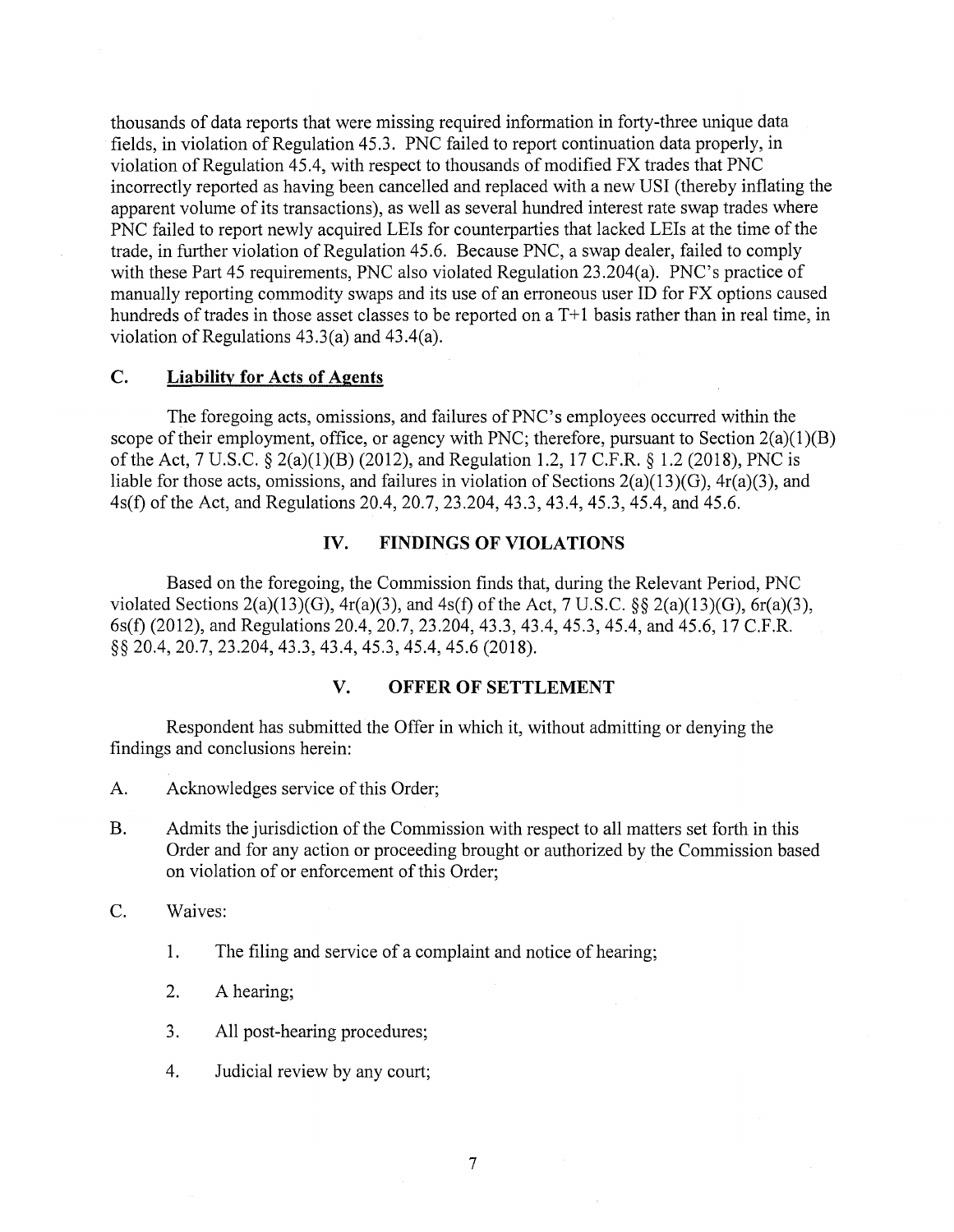thousands of data reports that were missing required information in forty-three unique data fields, in violation of Regulation 45.3. PNC failed to report continuation data properly, in violation of Regulation 45.4, with respect to thousands of modified FX trades that PNC incorrectly reported as having been cancelled and replaced with a new USI (thereby inflating the apparent volume of its transactions), as well as several hundred interest rate swap trades where PNC failed to report newly acquired LEIs for counterparties that lacked LEIs at the time of the trade, in further violation of Regulation 45.6. Because PNC, a swap dealer, failed to comply with these Part 45 requirements, PNC also violated Regulation 23.204(a). PNC's practice of manually reporting commodity swaps and its use of an erroneous user ID for FX options caused hundreds of trades in those asset classes to be reported on a T+1 basis rather than in real time, in violation of Regulations 43.3(a) and 43.4(a).

### C. Liability for Acts of Agents

The foregoing acts, omissions, and failures of PNC's employees occurred within the scope of their employment, office, or agency with PNC; therefore, pursuant to Section 2(a)(1)(B) of the Act, 7 U.S.C. § 2(a)(1)(B) (2012), and Regulation 1.2, 17 C.F.R. § 1.2 (2018), PNC is liable for those acts, omissions, and failures in violation of Sections 2(a)(13)(G), 4r(a)(3), and 4s(f) of the Act, and Regulations 20.4, 20.7, 23.204, 43.3, 43.4, 45.3, 45.4, and 45.6.

## IV. FINDINGS OF VIOLATIONS

Based on the foregoing, the Commission finds that, during the Relevant Period, PNC violated Sections 2(a)(13)(G), 4r(a)(3), and 4s(f) of the Act, 7 U.S.C. §§ 2(a)(13)(G), 6r(a)(3), 6s(f) (2012), and Regulations 20.4, 20.7, 23.204, 43.3, 43.4, 45.3, 45.4, and 45.6, 17 C.F.R. §§ 20.4, 20.7, 23.204, 43.3, 43.4, 45.3, 45.4, 45.6 (2018).

## V. OFFER OF SETTLEMENT

Respondent has submitted the Offer in which it, without admitting or denying the findings and conclusions herein:

A. Acknowledges service of this Order;

B. Admits the jurisdiction of the Commission with respect to all matters set forth in this Order and for any action or proceeding brought or authorized by the Commission based on violation of or enforcement of this Order;

C. Waives:

1. The filing and service of a complaint and notice of hearing;
2. A hearing;
3. All post-hearing procedures;
4. Judicial review by any court;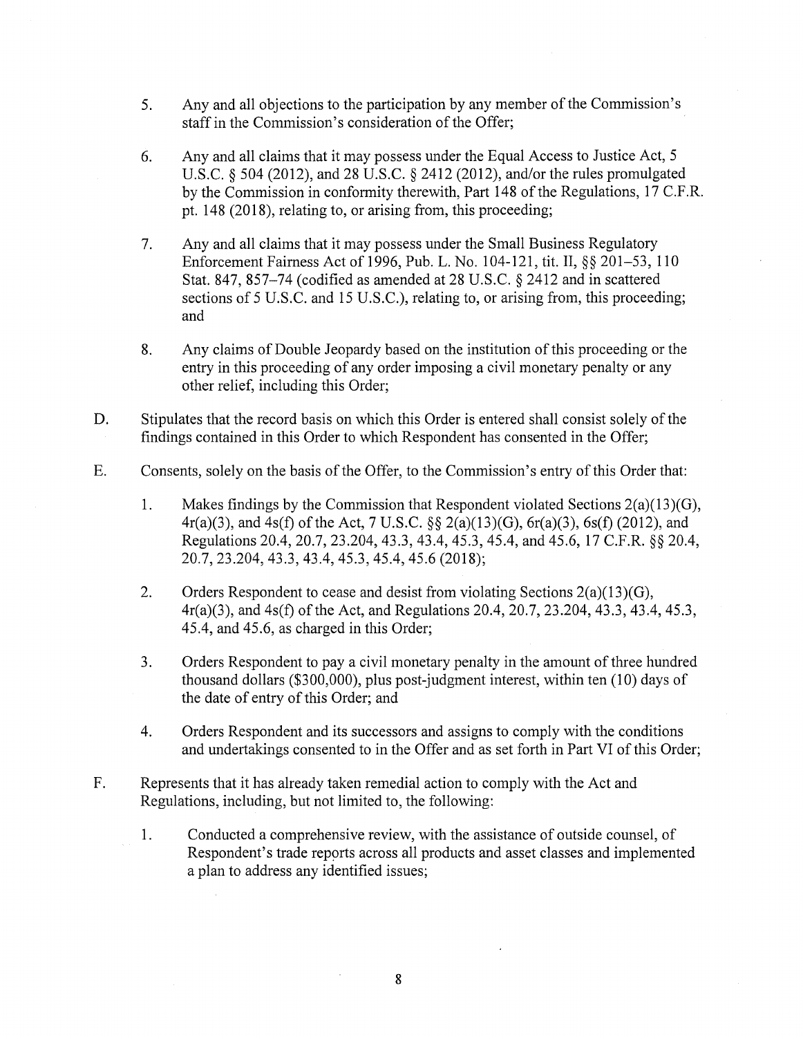5. Any and all objections to the participation by any member of the Commission's staff in the Commission's consideration of the Offer;

6. Any and all claims that it may possess under the Equal Access to Justice Act, 5 U.S.C. § 504 (2012), and 28 U.S.C. § 2412 (2012), and/or the rules promulgated by the Commission in conformity therewith, Part 148 of the Regulations, 17 C.F.R. pt. 148 (2018), relating to, or arising from, this proceeding;

7. Any and all claims that it may possess under the Small Business Regulatory Enforcement Fairness Act of 1996, Pub. L. No. 104-121, tit. II, §§ 201–53, 110 Stat. 847, 857–74 (codified as amended at 28 U.S.C. § 2412 and in scattered sections of 5 U.S.C. and 15 U.S.C.), relating to, or arising from, this proceeding; and

8. Any claims of Double Jeopardy based on the institution of this proceeding or the entry in this proceeding of any order imposing a civil monetary penalty or any other relief, including this Order;

D. Stipulates that the record basis on which this Order is entered shall consist solely of the findings contained in this Order to which Respondent has consented in the Offer;

E. Consents, solely on the basis of the Offer, to the Commission's entry of this Order that:

1. Makes findings by the Commission that Respondent violated Sections 2(a)(13)(G), 4r(a)(3), and 4s(f) of the Act, 7 U.S.C. §§ 2(a)(13)(G), 6r(a)(3), 6s(f) (2012), and Regulations 20.4, 20.7, 23.204, 43.3, 43.4, 45.3, 45.4, and 45.6, 17 C.F.R. §§ 20.4, 20.7, 23.204, 43.3, 43.4, 45.3, 45.4, 45.6 (2018);

2. Orders Respondent to cease and desist from violating Sections 2(a)(13)(G), 4r(a)(3), and 4s(f) of the Act, and Regulations 20.4, 20.7, 23.204, 43.3, 43.4, 45.3, 45.4, and 45.6, as charged in this Order;

3. Orders Respondent to pay a civil monetary penalty in the amount of three hundred thousand dollars ($300,000), plus post-judgment interest, within ten (10) days of the date of entry of this Order; and

4. Orders Respondent and its successors and assigns to comply with the conditions and undertakings consented to in the Offer and as set forth in Part VI of this Order;

F. Represents that it has already taken remedial action to comply with the Act and Regulations, including, but not limited to, the following:

1. Conducted a comprehensive review, with the assistance of outside counsel, of Respondent's trade reports across all products and asset classes and implemented a plan to address any identified issues;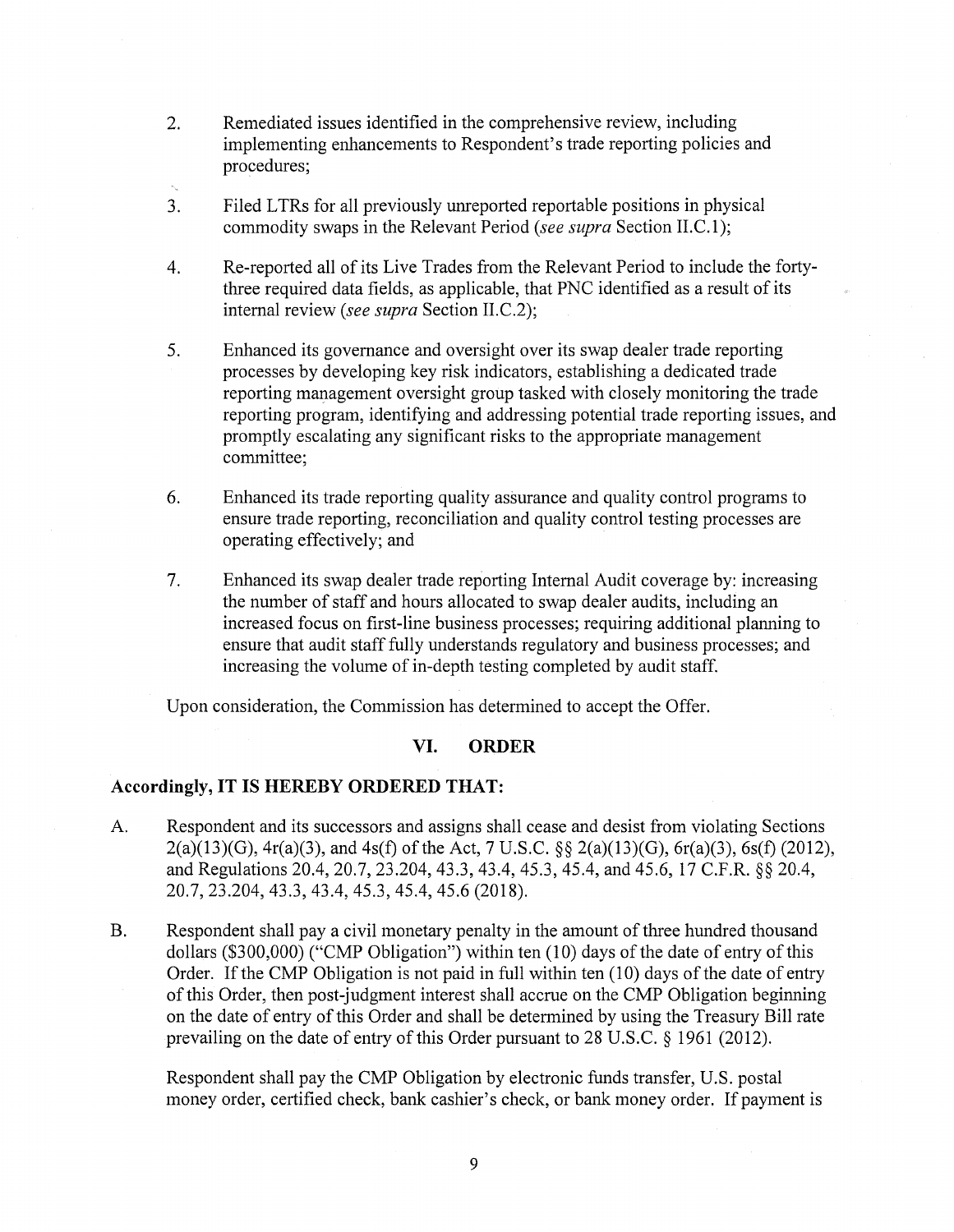2. Remediated issues identified in the comprehensive review, including implementing enhancements to Respondent's trade reporting policies and procedures;

3. Filed LTRs for all previously unreported reportable positions in physical commodity swaps in the Relevant Period (*see supra* Section II.C.1);

4. Re-reported all of its Live Trades from the Relevant Period to include the forty-three required data fields, as applicable, that PNC identified as a result of its internal review (*see supra* Section II.C.2);

5. Enhanced its governance and oversight over its swap dealer trade reporting processes by developing key risk indicators, establishing a dedicated trade reporting management oversight group tasked with closely monitoring the trade reporting program, identifying and addressing potential trade reporting issues, and promptly escalating any significant risks to the appropriate management committee;

6. Enhanced its trade reporting quality assurance and quality control programs to ensure trade reporting, reconciliation and quality control testing processes are operating effectively; and

7. Enhanced its swap dealer trade reporting Internal Audit coverage by: increasing the number of staff and hours allocated to swap dealer audits, including an increased focus on first-line business processes; requiring additional planning to ensure that audit staff fully understands regulatory and business processes; and increasing the volume of in-depth testing completed by audit staff.

Upon consideration, the Commission has determined to accept the Offer.

## VI. ORDER

**Accordingly, IT IS HEREBY ORDERED THAT:**

A. Respondent and its successors and assigns shall cease and desist from violating Sections 2(a)(13)(G), 4r(a)(3), and 4s(f) of the Act, 7 U.S.C. §§ 2(a)(13)(G), 6r(a)(3), 6s(f) (2012), and Regulations 20.4, 20.7, 23.204, 43.3, 43.4, 45.3, 45.4, and 45.6, 17 C.F.R. §§ 20.4, 20.7, 23.204, 43.3, 43.4, 45.3, 45.4, 45.6 (2018).

B. Respondent shall pay a civil monetary penalty in the amount of three hundred thousand dollars ($300,000) ("CMP Obligation") within ten (10) days of the date of entry of this Order. If the CMP Obligation is not paid in full within ten (10) days of the date of entry of this Order, then post-judgment interest shall accrue on the CMP Obligation beginning on the date of entry of this Order and shall be determined by using the Treasury Bill rate prevailing on the date of entry of this Order pursuant to 28 U.S.C. § 1961 (2012).

   Respondent shall pay the CMP Obligation by electronic funds transfer, U.S. postal money order, certified check, bank cashier's check, or bank money order. If payment is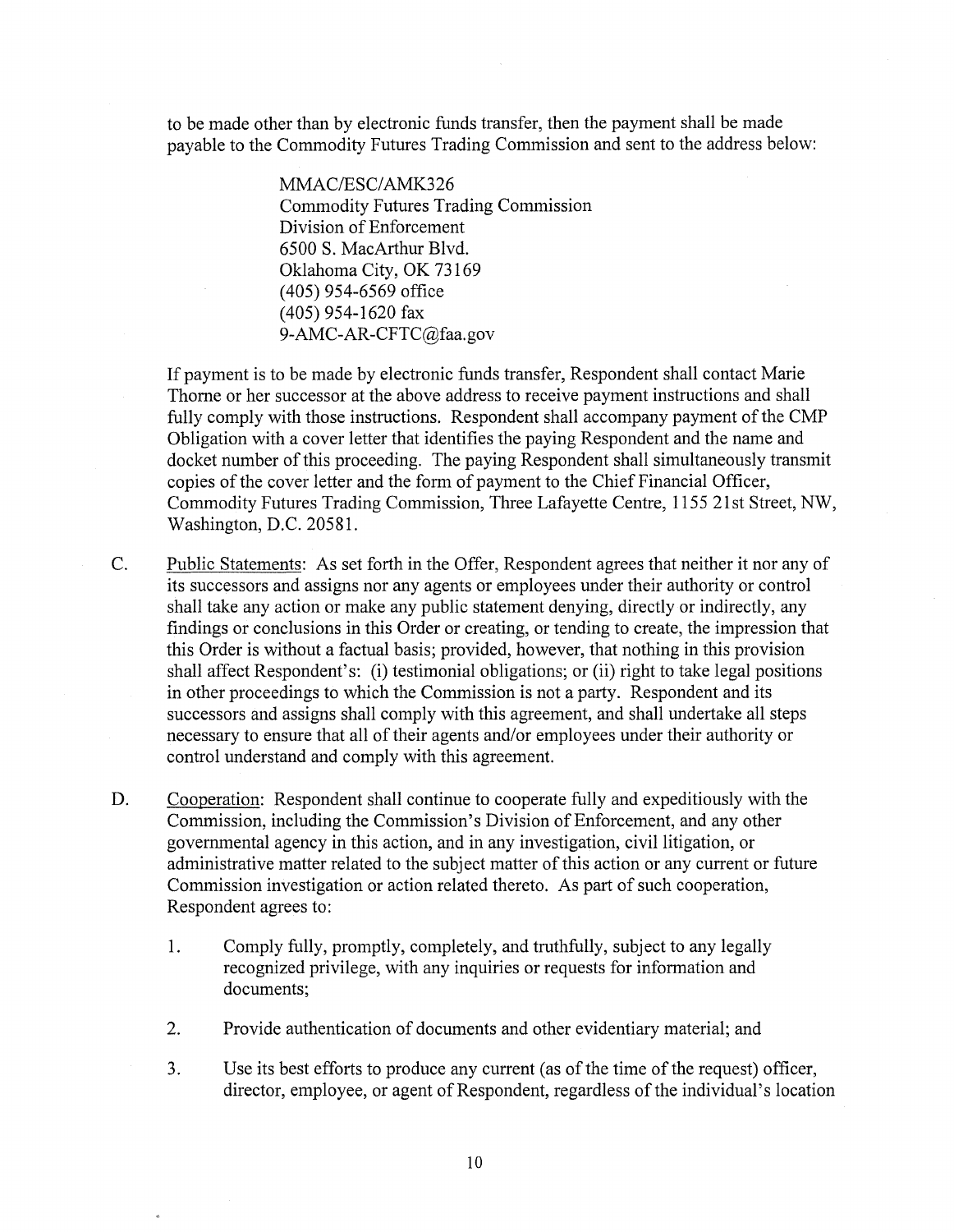to be made other than by electronic funds transfer, then the payment shall be made payable to the Commodity Futures Trading Commission and sent to the address below:

> MMAC/ESC/AMK326
> Commodity Futures Trading Commission
> Division of Enforcement
> 6500 S. MacArthur Blvd.
> Oklahoma City, OK 73169
> (405) 954-6569 office
> (405) 954-1620 fax
> 9-AMC-AR-CFTC@faa.gov

If payment is to be made by electronic funds transfer, Respondent shall contact Marie Thorne or her successor at the above address to receive payment instructions and shall fully comply with those instructions. Respondent shall accompany payment of the CMP Obligation with a cover letter that identifies the paying Respondent and the name and docket number of this proceeding. The paying Respondent shall simultaneously transmit copies of the cover letter and the form of payment to the Chief Financial Officer, Commodity Futures Trading Commission, Three Lafayette Centre, 1155 21st Street, NW, Washington, D.C. 20581.

C. Public Statements: As set forth in the Offer, Respondent agrees that neither it nor any of its successors and assigns nor any agents or employees under their authority or control shall take any action or make any public statement denying, directly or indirectly, any findings or conclusions in this Order or creating, or tending to create, the impression that this Order is without a factual basis; provided, however, that nothing in this provision shall affect Respondent's: (i) testimonial obligations; or (ii) right to take legal positions in other proceedings to which the Commission is not a party. Respondent and its successors and assigns shall comply with this agreement, and shall undertake all steps necessary to ensure that all of their agents and/or employees under their authority or control understand and comply with this agreement.

D. Cooperation: Respondent shall continue to cooperate fully and expeditiously with the Commission, including the Commission's Division of Enforcement, and any other governmental agency in this action, and in any investigation, civil litigation, or administrative matter related to the subject matter of this action or any current or future Commission investigation or action related thereto. As part of such cooperation, Respondent agrees to:

1. Comply fully, promptly, completely, and truthfully, subject to any legally recognized privilege, with any inquiries or requests for information and documents;

2. Provide authentication of documents and other evidentiary material; and

3. Use its best efforts to produce any current (as of the time of the request) officer, director, employee, or agent of Respondent, regardless of the individual's location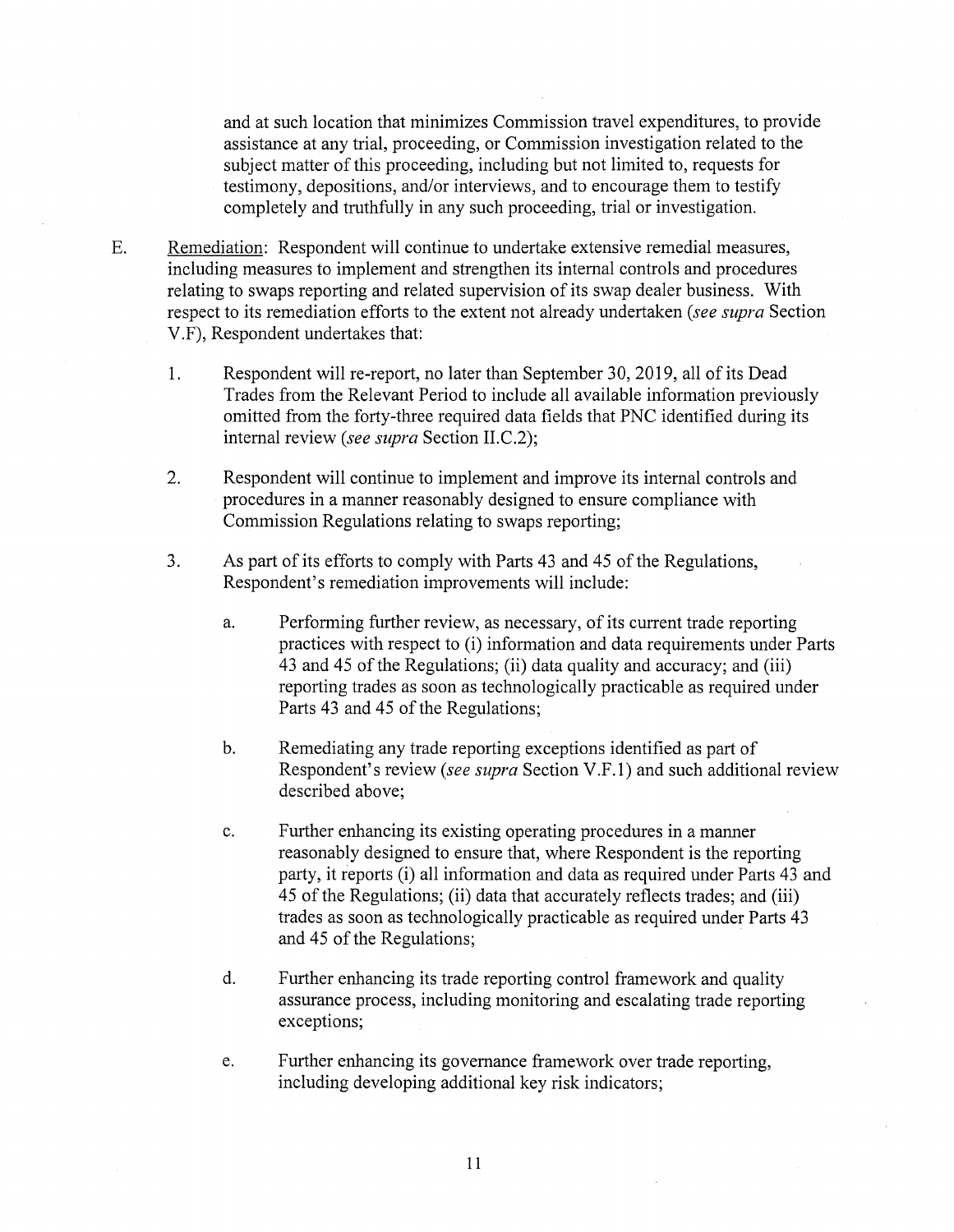and at such location that minimizes Commission travel expenditures, to provide assistance at any trial, proceeding, or Commission investigation related to the subject matter of this proceeding, including but not limited to, requests for testimony, depositions, and/or interviews, and to encourage them to testify completely and truthfully in any such proceeding, trial or investigation.

E. Remediation: Respondent will continue to undertake extensive remedial measures, including measures to implement and strengthen its internal controls and procedures relating to swaps reporting and related supervision of its swap dealer business. With respect to its remediation efforts to the extent not already undertaken (*see supra* Section V.F), Respondent undertakes that:

1. Respondent will re-report, no later than September 30, 2019, all of its Dead Trades from the Relevant Period to include all available information previously omitted from the forty-three required data fields that PNC identified during its internal review (*see supra* Section II.C.2);

2. Respondent will continue to implement and improve its internal controls and procedures in a manner reasonably designed to ensure compliance with Commission Regulations relating to swaps reporting;

3. As part of its efforts to comply with Parts 43 and 45 of the Regulations, Respondent's remediation improvements will include:

   a. Performing further review, as necessary, of its current trade reporting practices with respect to (i) information and data requirements under Parts 43 and 45 of the Regulations; (ii) data quality and accuracy; and (iii) reporting trades as soon as technologically practicable as required under Parts 43 and 45 of the Regulations;

   b. Remediating any trade reporting exceptions identified as part of Respondent's review (*see supra* Section V.F.1) and such additional review described above;

   c. Further enhancing its existing operating procedures in a manner reasonably designed to ensure that, where Respondent is the reporting party, it reports (i) all information and data as required under Parts 43 and 45 of the Regulations; (ii) data that accurately reflects trades; and (iii) trades as soon as technologically practicable as required under Parts 43 and 45 of the Regulations;

   d. Further enhancing its trade reporting control framework and quality assurance process, including monitoring and escalating trade reporting exceptions;

   e. Further enhancing its governance framework over trade reporting, including developing additional key risk indicators;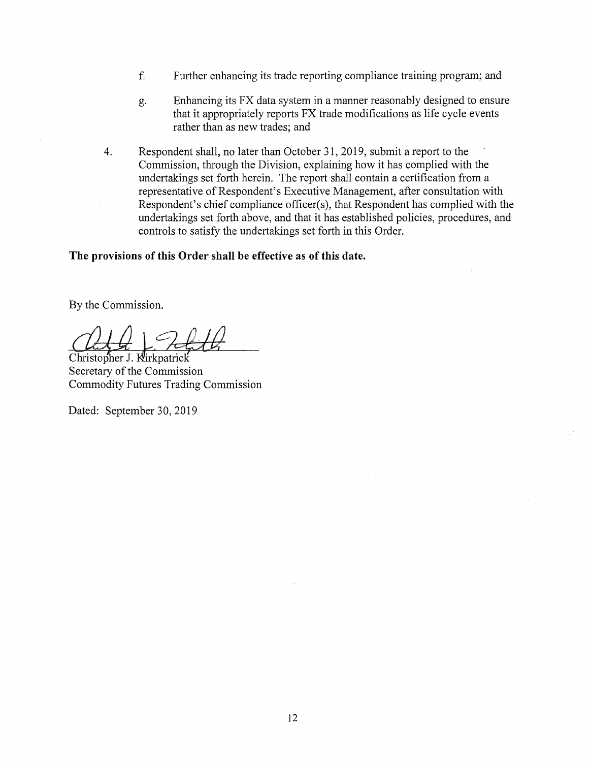f. Further enhancing its trade reporting compliance training program; and

g. Enhancing its FX data system in a manner reasonably designed to ensure that it appropriately reports FX trade modifications as life cycle events rather than as new trades; and

4. Respondent shall, no later than October 31, 2019, submit a report to the Commission, through the Division, explaining how it has complied with the undertakings set forth herein. The report shall contain a certification from a representative of Respondent's Executive Management, after consultation with Respondent's chief compliance officer(s), that Respondent has complied with the undertakings set forth above, and that it has established policies, procedures, and controls to satisfy the undertakings set forth in this Order.

**The provisions of this Order shall be effective as of this date.**

By the Commission.

Christopher J. Kirkpatrick
Secretary of the Commission
Commodity Futures Trading Commission

Dated: September 30, 2019